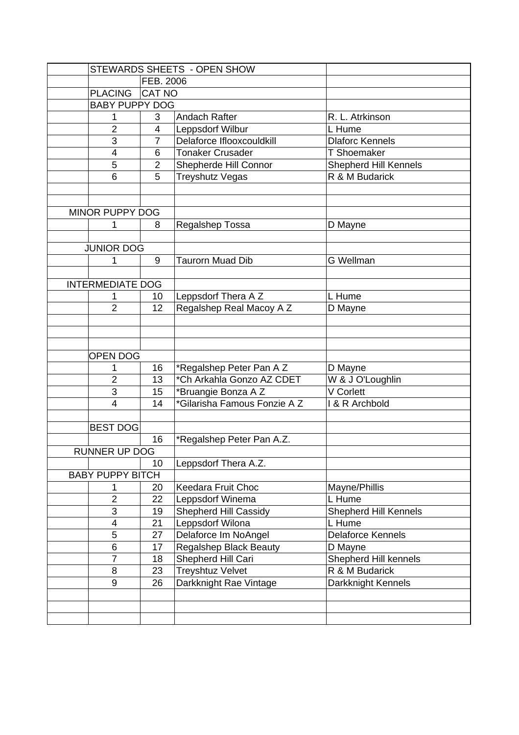| | STEWARDS SHEETS - OPEN SHOW | | | |
|---|---|---|---|---|
| | | FEB. 2006 | | |
| | PLACING | CAT NO | | |
| | BABY PUPPY DOG | | | |
| | 1 | 3 | Andach Rafter | R. L. Atrkinson |
| | 2 | 4 | Leppsdorf Wilbur | L Hume |
| | 3 | 7 | Delaforce Iflooxcouldkill | Dlaforc Kennels |
| | 4 | 6 | Tonaker Crusader | T Shoemaker |
| | 5 | 2 | Shepherde Hill Connor | Shepherd Hill Kennels |
| | 6 | 5 | Treyshutz Vegas | R & M Budarick |
| | | | | |
| | | | | |
| | MINOR PUPPY DOG | | | |
| | 1 | 8 | Regalshep Tossa | D Mayne |
| | | | | |
| | JUNIOR DOG | | | |
| | 1 | 9 | Taurorn Muad Dib | G Wellman |
| | | | | |
| | INTERMEDIATE DOG | | | |
| | 1 | 10 | Leppsdorf Thera A Z | L Hume |
| | 2 | 12 | Regalshep Real Macoy A Z | D Mayne |
| | | | | |
| | | | | |
| | | | | |
| | OPEN DOG | | | |
| | 1 | 16 | *Regalshep Peter Pan A Z | D Mayne |
| | 2 | 13 | *Ch Arkahla Gonzo AZ CDET | W & J O'Loughlin |
| | 3 | 15 | *Bruangie Bonza A Z | V Corlett |
| | 4 | 14 | *Gilarisha Famous Fonzie A Z | I & R Archbold |
| | | | | |
| | BEST DOG | | | |
| | | 16 | *Regalshep Peter Pan A.Z. | |
| | RUNNER UP DOG | | | |
| | | 10 | Leppsdorf Thera A.Z. | |
| | BABY PUPPY BITCH | | | |
| | 1 | 20 | Keedara Fruit Choc | Mayne/Phillis |
| | 2 | 22 | Leppsdorf Winema | L Hume |
| | 3 | 19 | Shepherd Hill Cassidy | Shepherd Hill Kennels |
| | 4 | 21 | Leppsdorf Wilona | L Hume |
| | 5 | 27 | Delaforce Im NoAngel | Delaforce Kennels |
| | 6 | 17 | Regalshep Black Beauty | D Mayne |
| | 7 | 18 | Shepherd Hill Cari | Shepherd Hill kennels |
| | 8 | 23 | Treyshtuz Velvet | R & M Budarick |
| | 9 | 26 | Darkknight Rae Vintage | Darkknight Kennels |
| | | | | |
| | | | | |
| | | | | |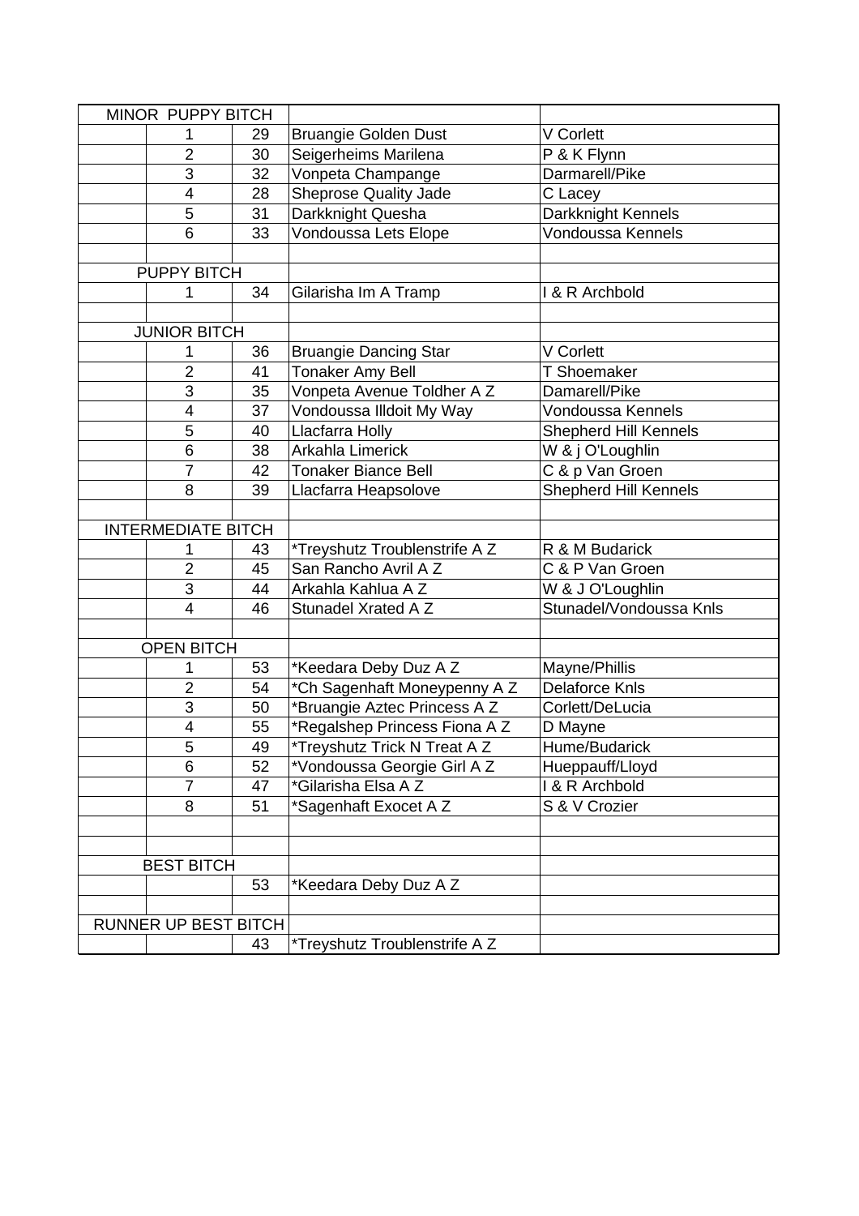| MINOR PUPPY BITCH | | | | |
|---|---|---|---|---|
| | 1 | 29 | Bruangie Golden Dust | V Corlett |
| | 2 | 30 | Seigerheims Marilena | P & K Flynn |
| | 3 | 32 | Vonpeta Champange | Darmarell/Pike |
| | 4 | 28 | Sheprose Quality Jade | C Lacey |
| | 5 | 31 | Darkknight Quesha | Darkknight Kennels |
| | 6 | 33 | Vondoussa Lets Elope | Vondoussa Kennels |
| | | | | |
| PUPPY BITCH | | | | |
| | 1 | 34 | Gilarisha Im A Tramp | I & R Archbold |
| | | | | |
| JUNIOR BITCH | | | | |
| | 1 | 36 | Bruangie Dancing Star | V Corlett |
| | 2 | 41 | Tonaker Amy Bell | T Shoemaker |
| | 3 | 35 | Vonpeta Avenue Toldher A Z | Damarell/Pike |
| | 4 | 37 | Vondoussa Illdoit My Way | Vondoussa Kennels |
| | 5 | 40 | Llacfarra Holly | Shepherd Hill Kennels |
| | 6 | 38 | Arkahla Limerick | W & j O'Loughlin |
| | 7 | 42 | Tonaker Biance Bell | C & p Van Groen |
| | 8 | 39 | Llacfarra Heapsolove | Shepherd Hill Kennels |
| | | | | |
| INTERMEDIATE BITCH | | | | |
| | 1 | 43 | *Treyshutz Troublenstrife A Z | R & M Budarick |
| | 2 | 45 | San Rancho Avril A Z | C & P Van Groen |
| | 3 | 44 | Arkahla Kahlua A Z | W & J O'Loughlin |
| | 4 | 46 | Stunadel Xrated A Z | Stunadel/Vondoussa Knls |
| | | | | |
| OPEN BITCH | | | | |
| | 1 | 53 | *Keedara Deby Duz A Z | Mayne/Phillis |
| | 2 | 54 | *Ch Sagenhaft Moneypenny A Z | Delaforce Knls |
| | 3 | 50 | *Bruangie Aztec Princess A Z | Corlett/DeLucia |
| | 4 | 55 | *Regalshep Princess Fiona A Z | D Mayne |
| | 5 | 49 | *Treyshutz Trick N Treat A Z | Hume/Budarick |
| | 6 | 52 | *Vondoussa Georgie Girl A Z | Hueppauff/Lloyd |
| | 7 | 47 | *Gilarisha Elsa A Z | I & R Archbold |
| | 8 | 51 | *Sagenhaft Exocet A Z | S & V Crozier |
| | | | | |
| | | | | |
| BEST BITCH | | | | |
| | | 53 | *Keedara Deby Duz A Z | |
| | | | | |
| RUNNER UP BEST BITCH | | | | |
| | | 43 | *Treyshutz Troublenstrife A Z | |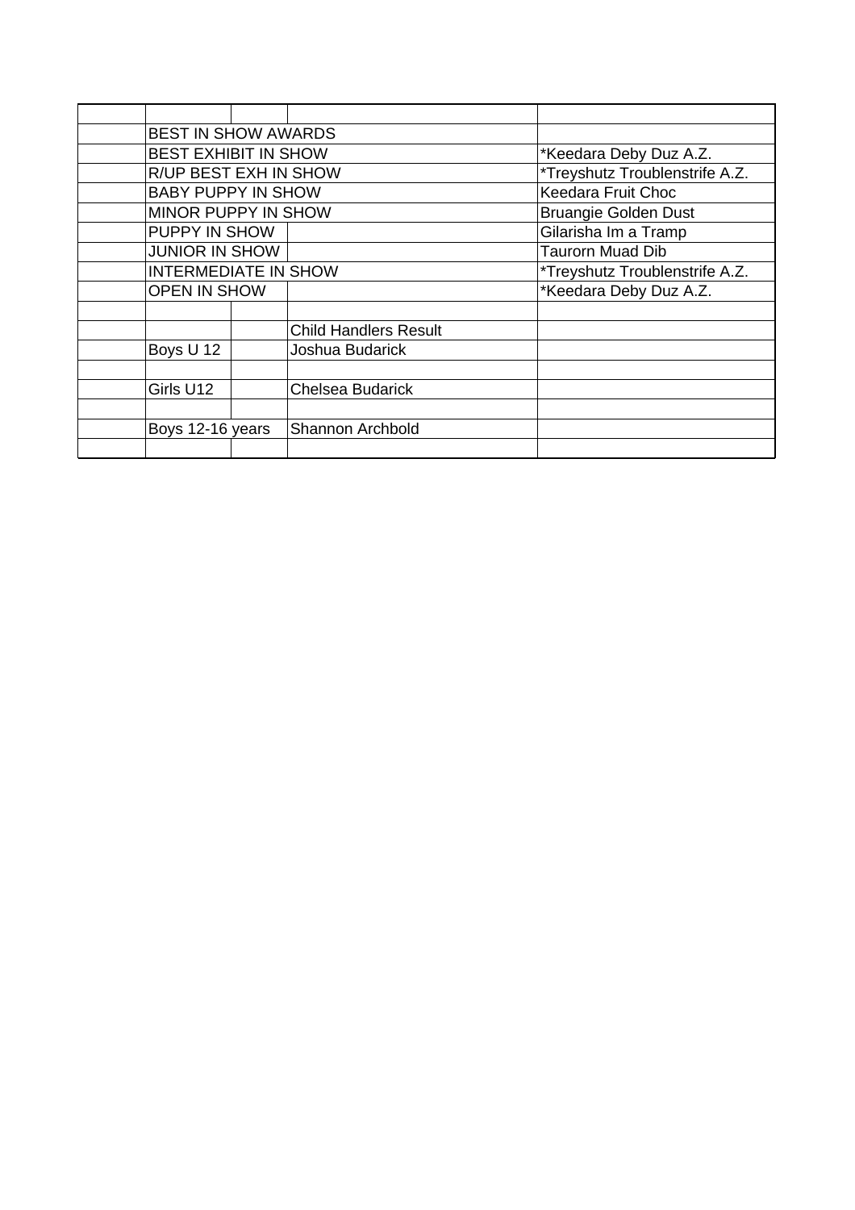| | | | | |
|---|---|---|---|---|
| | | | | |
| | BEST IN SHOW AWARDS | | | |
| | BEST EXHIBIT IN SHOW | | | *Keedara Deby Duz A.Z. |
| | R/UP BEST EXH IN SHOW | | | *Treyshutz Troublenstrife A.Z. |
| | BABY PUPPY IN SHOW | | | Keedara Fruit Choc |
| | MINOR PUPPY IN SHOW | | | Bruangie Golden Dust |
| | PUPPY IN SHOW | | | Gilarisha Im a Tramp |
| | JUNIOR IN SHOW | | | Taurorn Muad Dib |
| | INTERMEDIATE IN SHOW | | | *Treyshutz Troublenstrife A.Z. |
| | OPEN IN SHOW | | | *Keedara Deby Duz A.Z. |
| | | | | |
| | | | Child Handlers Result | |
| | Boys U 12 | | Joshua Budarick | |
| | | | | |
| | Girls U12 | | Chelsea Budarick | |
| | | | | |
| | Boys 12-16 years | | Shannon Archbold | |
| | | | | |